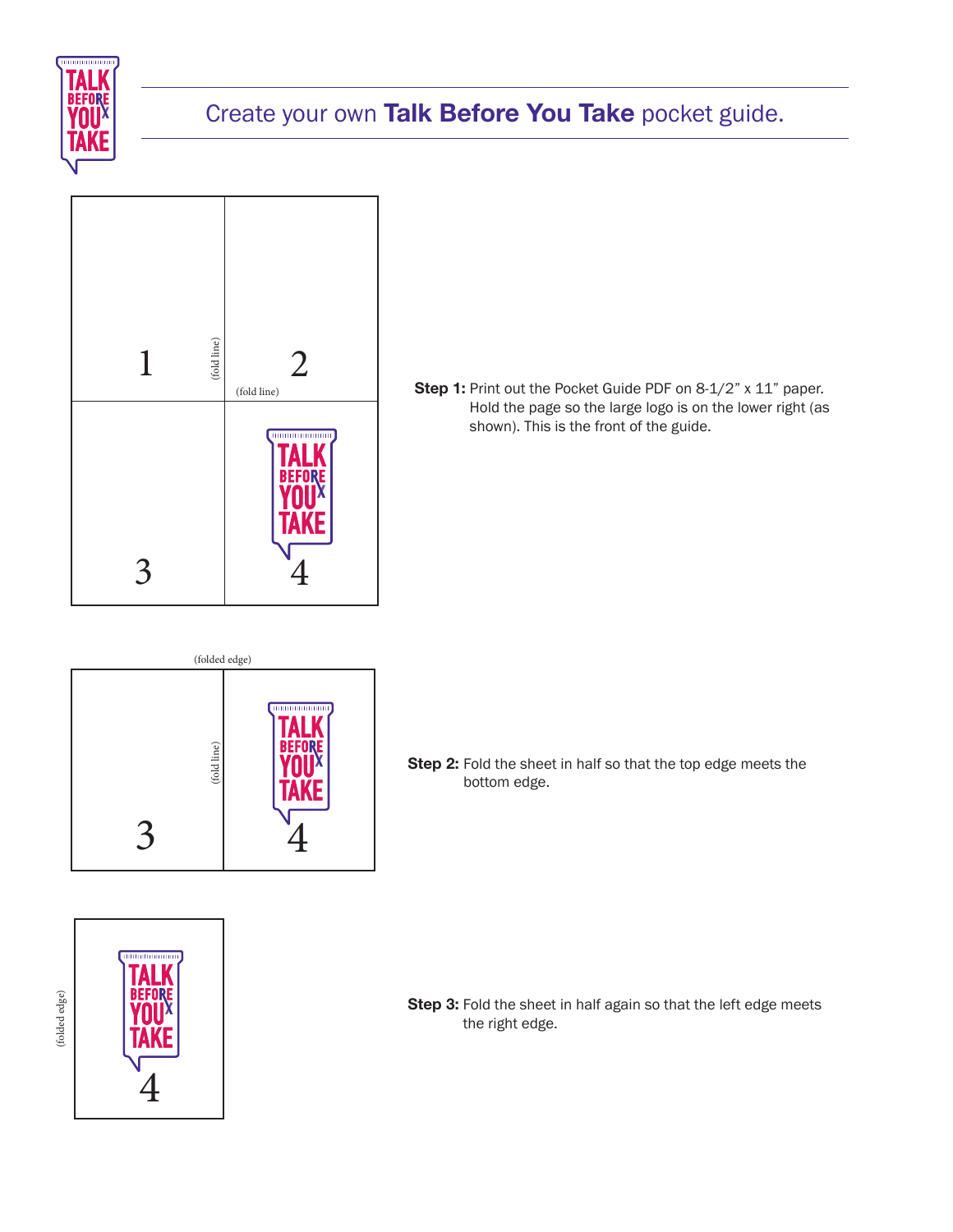# Create your own **Talk Before You Take** pocket guide.

**Step 1:** Print out the Pocket Guide PDF on 8-1/2" x 11" paper. Hold the page so the large logo is on the lower right (as shown). This is the front of the guide.

**Step 2:** Fold the sheet in half so that the top edge meets the bottom edge.

**Step 3:** Fold the sheet in half again so that the left edge meets the right edge.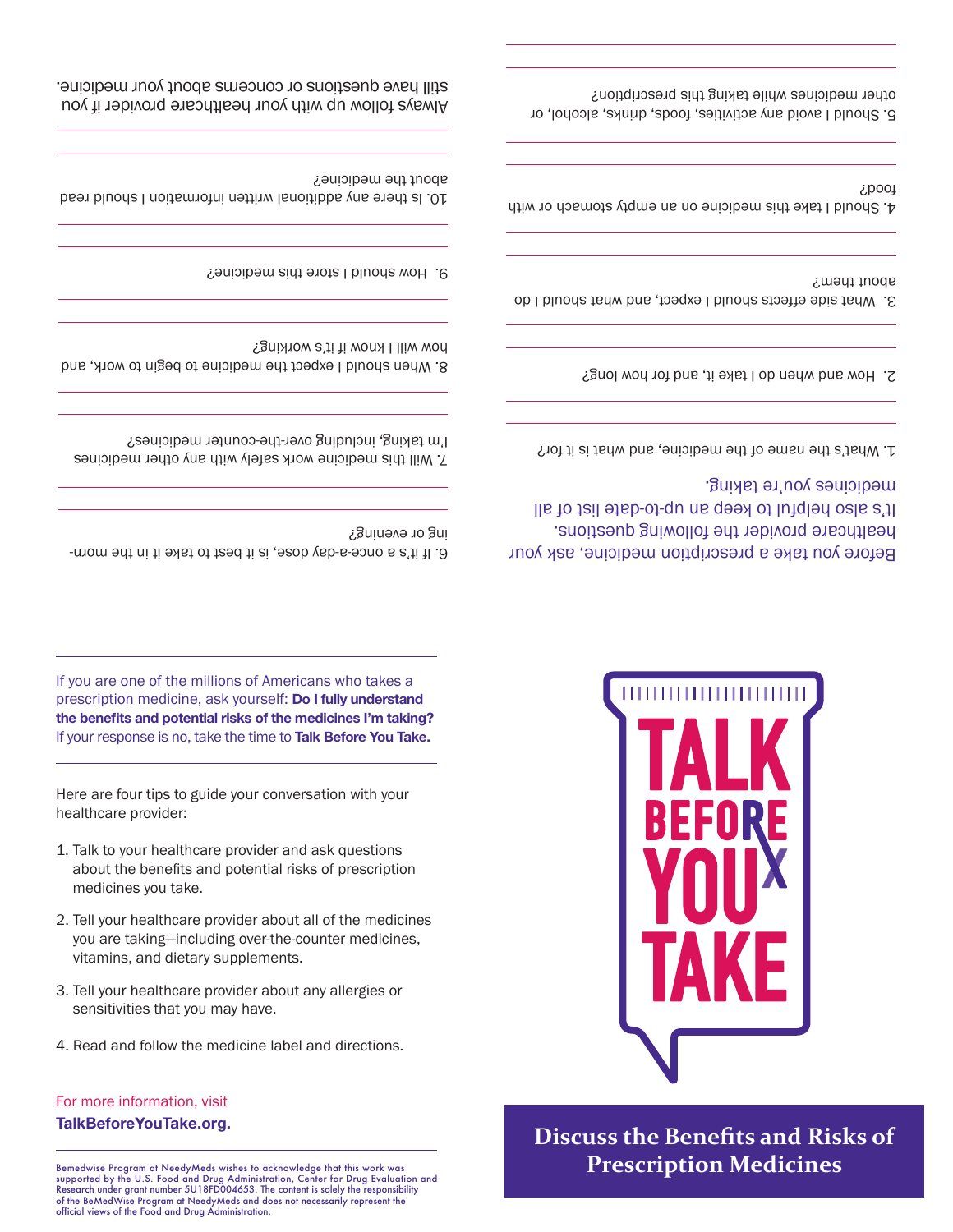Before you take a prescription medicine, ask your healthcare provider the following questions. It's also helpful to keep an up-to-date list of all medicines you're taking.

1. What's the name of the medicine, and what is it for?
2. How and when do I take it, and for how long?
3. What side effects should I expect, and what should I do about them?
4. Should I take this medicine on an empty stomach or with food?
5. Should I avoid any activities, foods, drinks, alcohol, or other medicines while taking this prescription?
6. If it's a once-a-day dose, is it best to take it in the morning or evening?
7. Will this medicine work safely with any other medicines I'm taking, including over-the-counter medicines?
8. When should I expect the medicine to begin to work, and how will I know if it's working?
9. How should I store this medicine?
10. Is there any additional written information I should read about the medicine?

Always follow up with your healthcare provider if you still have questions or concerns about your medicine.

If you are one of the millions of Americans who takes a prescription medicine, ask yourself: **Do I fully understand the benefits and potential risks of the medicines I'm taking?** If your response is no, take the time to **Talk Before You Take.**

Here are four tips to guide your conversation with your healthcare provider:

1. Talk to your healthcare provider and ask questions about the benefits and potential risks of prescription medicines you take.
2. Tell your healthcare provider about all of the medicines you are taking—including over-the-counter medicines, vitamins, and dietary supplements.
3. Tell your healthcare provider about any allergies or sensitivities that you may have.
4. Read and follow the medicine label and directions.

For more information, visit **TalkBeforeYouTake.org.**

Bemedwise Program at NeedyMeds wishes to acknowledge that this work was supported by the U.S. Food and Drug Administration, Center for Drug Evaluation and Research under grant number 5U18FD004653. The content is solely the responsibility of the BeMedWise Program at NeedyMeds and does not necessarily represent the official views of the Food and Drug Administration.

TALK BEFORE YOU TAKE

## Discuss the Benefits and Risks of Prescription Medicines